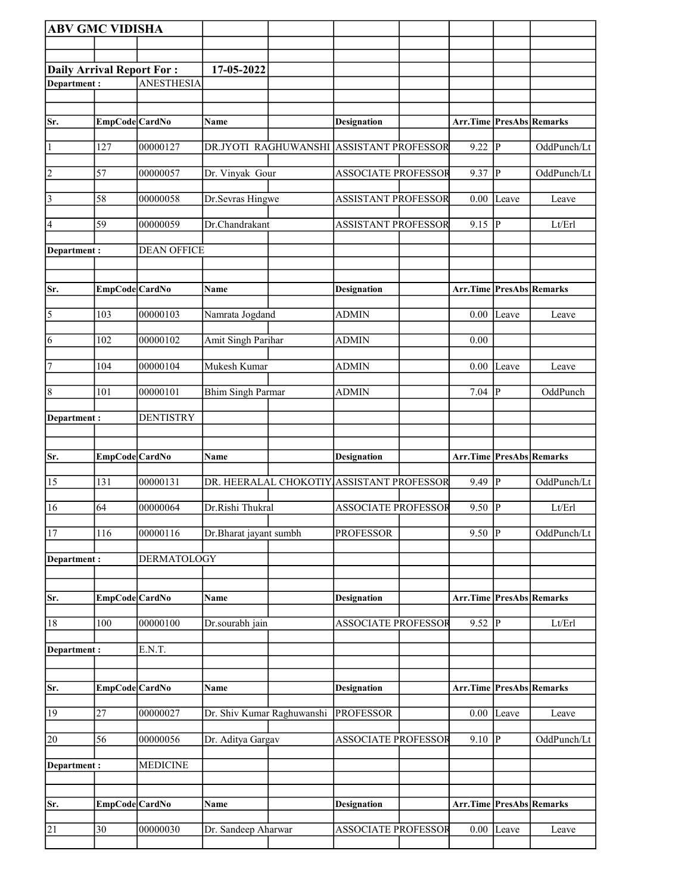**ABV GMC VIDISHA**

**Daily Arrival Report For : 17-05-2022**

**Department :** ANESTHESIA

| Sr. | EmpCode | CardNo | Name | Designation | Arr.Time | PresAbs | Remarks |
|---|---|---|---|---|---|---|---|
| 1 | 127 | 00000127 | DR.JYOTI RAGHUWANSHI | ASSISTANT PROFESSOR | 9.22 | P | OddPunch/Lt |
| 2 | 57 | 00000057 | Dr. Vinyak Gour | ASSOCIATE PROFESSOR | 9.37 | P | OddPunch/Lt |
| 3 | 58 | 00000058 | Dr.Sevras Hingwe | ASSISTANT PROFESSOR | 0.00 | Leave | Leave |
| 4 | 59 | 00000059 | Dr.Chandrakant | ASSISTANT PROFESSOR | 9.15 | P | Lt/Erl |

**Department :** DEAN OFFICE

| Sr. | EmpCode | CardNo | Name | Designation | Arr.Time | PresAbs | Remarks |
|---|---|---|---|---|---|---|---|
| 5 | 103 | 00000103 | Namrata Jogdand | ADMIN | 0.00 | Leave | Leave |
| 6 | 102 | 00000102 | Amit Singh Parihar | ADMIN | 0.00 | | |
| 7 | 104 | 00000104 | Mukesh Kumar | ADMIN | 0.00 | Leave | Leave |
| 8 | 101 | 00000101 | Bhim Singh Parmar | ADMIN | 7.04 | P | OddPunch |

**Department :** DENTISTRY

| Sr. | EmpCode | CardNo | Name | Designation | Arr.Time | PresAbs | Remarks |
|---|---|---|---|---|---|---|---|
| 15 | 131 | 00000131 | DR. HEERALAL CHOKOTIY | ASSISTANT PROFESSOR | 9.49 | P | OddPunch/Lt |
| 16 | 64 | 00000064 | Dr.Rishi Thukral | ASSOCIATE PROFESSOR | 9.50 | P | Lt/Erl |
| 17 | 116 | 00000116 | Dr.Bharat jayant sumbh | PROFESSOR | 9.50 | P | OddPunch/Lt |

**Department :** DERMATOLOGY

| Sr. | EmpCode | CardNo | Name | Designation | Arr.Time | PresAbs | Remarks |
|---|---|---|---|---|---|---|---|
| 18 | 100 | 00000100 | Dr.sourabh jain | ASSOCIATE PROFESSOR | 9.52 | P | Lt/Erl |

**Department :** E.N.T.

| Sr. | EmpCode | CardNo | Name | Designation | Arr.Time | PresAbs | Remarks |
|---|---|---|---|---|---|---|---|
| 19 | 27 | 00000027 | Dr. Shiv Kumar Raghuwanshi | PROFESSOR | 0.00 | Leave | Leave |
| 20 | 56 | 00000056 | Dr. Aditya Gargav | ASSOCIATE PROFESSOR | 9.10 | P | OddPunch/Lt |

**Department :** MEDICINE

| Sr. | EmpCode | CardNo | Name | Designation | Arr.Time | PresAbs | Remarks |
|---|---|---|---|---|---|---|---|
| 21 | 30 | 00000030 | Dr. Sandeep Aharwar | ASSOCIATE PROFESSOR | 0.00 | Leave | Leave |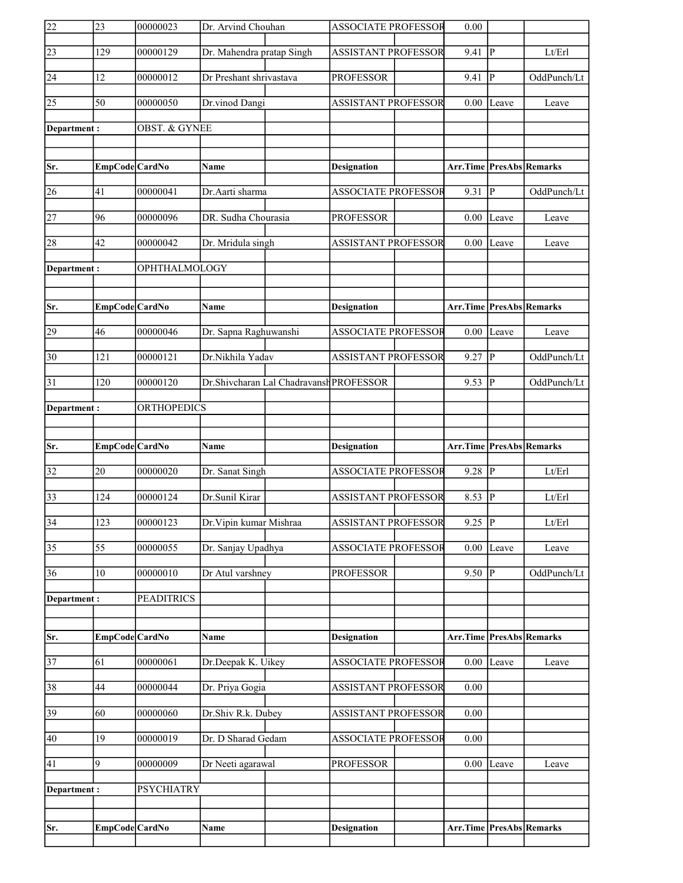| Sr. | EmpCode | CardNo | Name | Designation | Arr.Time | PresAbs | Remarks |
|---|---|---|---|---|---|---|---|
| 22 | 23 | 00000023 | Dr. Arvind Chouhan | ASSOCIATE PROFESSOR | 0.00 | | |
| 23 | 129 | 00000129 | Dr. Mahendra pratap Singh | ASSISTANT PROFESSOR | 9.41 | P | Lt/Erl |
| 24 | 12 | 00000012 | Dr Preshant shrivastava | PROFESSOR | 9.41 | P | OddPunch/Lt |
| 25 | 50 | 00000050 | Dr.vinod Dangi | ASSISTANT PROFESSOR | 0.00 | Leave | Leave |
| **Department :** | | OBST. & GYNEE | | | | | |
| **Sr.** | **EmpCode** | **CardNo** | **Name** | **Designation** | **Arr.Time** | **PresAbs** | **Remarks** |
| 26 | 41 | 00000041 | Dr.Aarti sharma | ASSOCIATE PROFESSOR | 9.31 | P | OddPunch/Lt |
| 27 | 96 | 00000096 | DR. Sudha Chourasia | PROFESSOR | 0.00 | Leave | Leave |
| 28 | 42 | 00000042 | Dr. Mridula singh | ASSISTANT PROFESSOR | 0.00 | Leave | Leave |
| **Department :** | | OPHTHALMOLOGY | | | | | |
| **Sr.** | **EmpCode** | **CardNo** | **Name** | **Designation** | **Arr.Time** | **PresAbs** | **Remarks** |
| 29 | 46 | 00000046 | Dr. Sapna Raghuwanshi | ASSOCIATE PROFESSOR | 0.00 | Leave | Leave |
| 30 | 121 | 00000121 | Dr.Nikhila Yadav | ASSISTANT PROFESSOR | 9.27 | P | OddPunch/Lt |
| 31 | 120 | 00000120 | Dr.Shivcharan Lal Chadravansh | PROFESSOR | 9.53 | P | OddPunch/Lt |
| **Department :** | | ORTHOPEDICS | | | | | |
| **Sr.** | **EmpCode** | **CardNo** | **Name** | **Designation** | **Arr.Time** | **PresAbs** | **Remarks** |
| 32 | 20 | 00000020 | Dr. Sanat Singh | ASSOCIATE PROFESSOR | 9.28 | P | Lt/Erl |
| 33 | 124 | 00000124 | Dr.Sunil Kirar | ASSISTANT PROFESSOR | 8.53 | P | Lt/Erl |
| 34 | 123 | 00000123 | Dr.Vipin kumar Mishraa | ASSISTANT PROFESSOR | 9.25 | P | Lt/Erl |
| 35 | 55 | 00000055 | Dr. Sanjay Upadhya | ASSOCIATE PROFESSOR | 0.00 | Leave | Leave |
| 36 | 10 | 00000010 | Dr Atul varshney | PROFESSOR | 9.50 | P | OddPunch/Lt |
| **Department :** | | PEADITRICS | | | | | |
| **Sr.** | **EmpCode** | **CardNo** | **Name** | **Designation** | **Arr.Time** | **PresAbs** | **Remarks** |
| 37 | 61 | 00000061 | Dr.Deepak K. Uikey | ASSOCIATE PROFESSOR | 0.00 | Leave | Leave |
| 38 | 44 | 00000044 | Dr. Priya Gogia | ASSISTANT PROFESSOR | 0.00 | | |
| 39 | 60 | 00000060 | Dr.Shiv R.k. Dubey | ASSISTANT PROFESSOR | 0.00 | | |
| 40 | 19 | 00000019 | Dr. D Sharad Gedam | ASSOCIATE PROFESSOR | 0.00 | | |
| 41 | 9 | 00000009 | Dr Neeti agarawal | PROFESSOR | 0.00 | Leave | Leave |
| **Department :** | | PSYCHIATRY | | | | | |
| **Sr.** | **EmpCode** | **CardNo** | **Name** | **Designation** | **Arr.Time** | **PresAbs** | **Remarks** |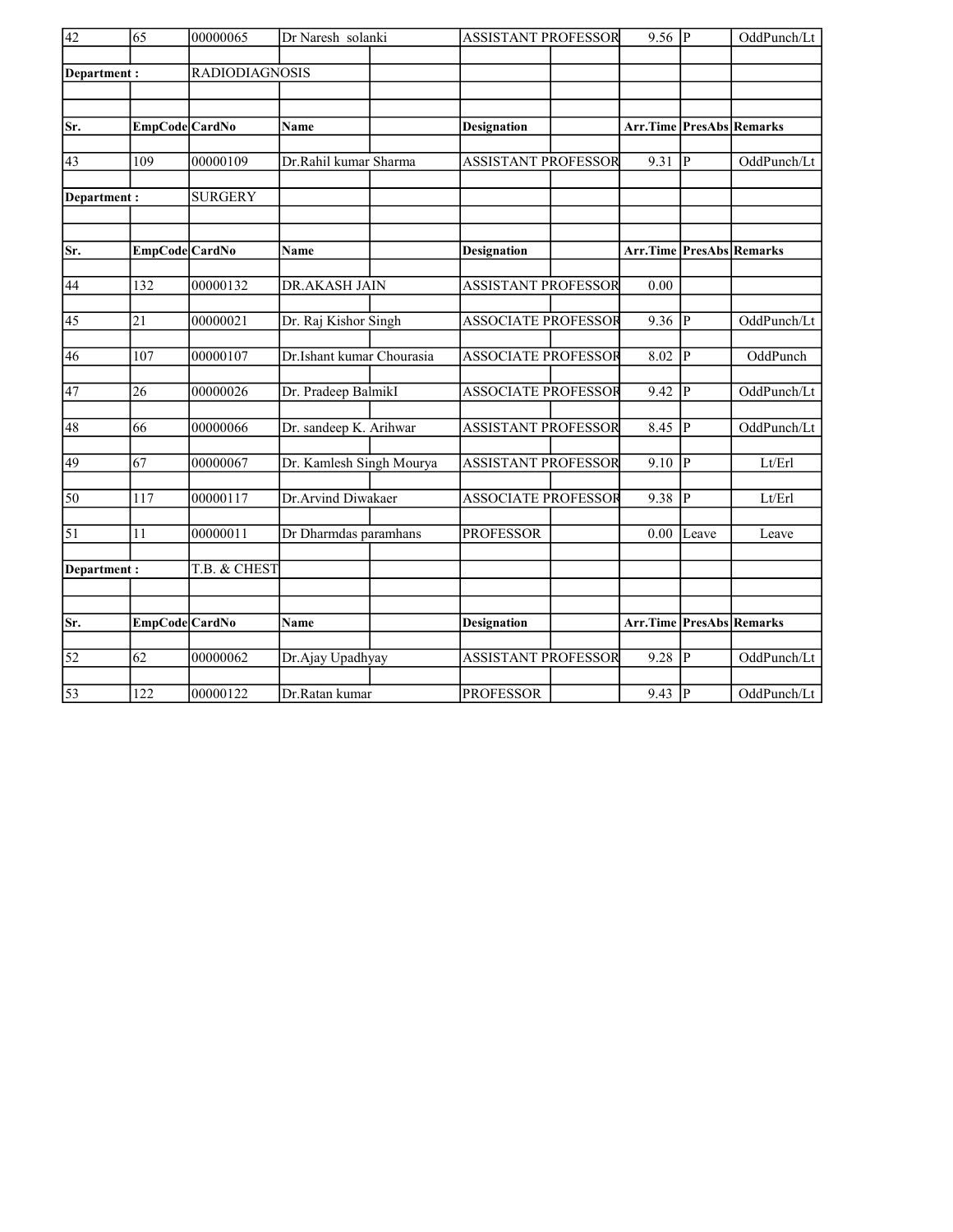| Sr. | EmpCode | CardNo | Name | Designation | Arr.Time | PresAbs | Remarks |
|---|---|---|---|---|---|---|---|
| 42 | 65 | 00000065 | Dr Naresh solanki | ASSISTANT PROFESSOR | 9.56 | P | OddPunch/Lt |

| Department : | RADIODIAGNOSIS | | | | | | |
|---|---|---|---|---|---|---|---|
| **Sr.** | **EmpCode** | **CardNo** | **Name** | **Designation** | **Arr.Time** | **PresAbs** | **Remarks** |
| 43 | 109 | 00000109 | Dr.Rahil kumar Sharma | ASSISTANT PROFESSOR | 9.31 | P | OddPunch/Lt |

| Department : | SURGERY | | | | | | |
|---|---|---|---|---|---|---|---|
| **Sr.** | **EmpCode** | **CardNo** | **Name** | **Designation** | **Arr.Time** | **PresAbs** | **Remarks** |
| 44 | 132 | 00000132 | DR.AKASH JAIN | ASSISTANT PROFESSOR | 0.00 | | |
| 45 | 21 | 00000021 | Dr. Raj Kishor Singh | ASSOCIATE PROFESSOR | 9.36 | P | OddPunch/Lt |
| 46 | 107 | 00000107 | Dr.Ishant kumar Chourasia | ASSOCIATE PROFESSOR | 8.02 | P | OddPunch |
| 47 | 26 | 00000026 | Dr. Pradeep BalmikI | ASSOCIATE PROFESSOR | 9.42 | P | OddPunch/Lt |
| 48 | 66 | 00000066 | Dr. sandeep K. Arihwar | ASSISTANT PROFESSOR | 8.45 | P | OddPunch/Lt |
| 49 | 67 | 00000067 | Dr. Kamlesh Singh Mourya | ASSISTANT PROFESSOR | 9.10 | P | Lt/Erl |
| 50 | 117 | 00000117 | Dr.Arvind Diwakaer | ASSOCIATE PROFESSOR | 9.38 | P | Lt/Erl |
| 51 | 11 | 00000011 | Dr Dharmdas paramhans | PROFESSOR | 0.00 | Leave | Leave |

| Department : | T.B. & CHEST | | | | | | |
|---|---|---|---|---|---|---|---|
| **Sr.** | **EmpCode** | **CardNo** | **Name** | **Designation** | **Arr.Time** | **PresAbs** | **Remarks** |
| 52 | 62 | 00000062 | Dr.Ajay Upadhyay | ASSISTANT PROFESSOR | 9.28 | P | OddPunch/Lt |
| 53 | 122 | 00000122 | Dr.Ratan kumar | PROFESSOR | 9.43 | P | OddPunch/Lt |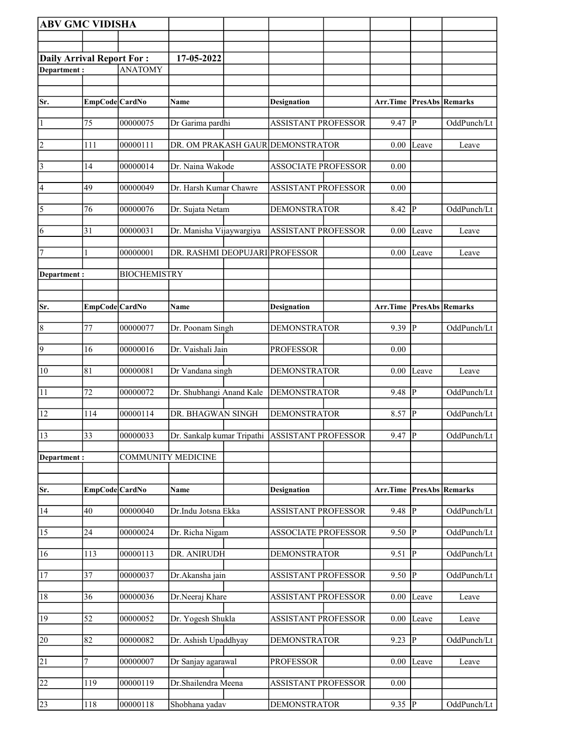**ABV GMC VIDISHA**

**Daily Arrival Report For :** **17-05-2022**

**Department :** ANATOMY

| Sr. | EmpCode | CardNo | Name | Designation | Arr.Time | PresAbs | Remarks |
|---|---|---|---|---|---|---|---|
| 1 | 75 | 00000075 | Dr Garima pardhi | ASSISTANT PROFESSOR | 9.47 | P | OddPunch/Lt |
| 2 | 111 | 00000111 | DR. OM PRAKASH GAUR | DEMONSTRATOR | 0.00 | Leave | Leave |
| 3 | 14 | 00000014 | Dr. Naina Wakode | ASSOCIATE PROFESSOR | 0.00 | | |
| 4 | 49 | 00000049 | Dr. Harsh Kumar Chawre | ASSISTANT PROFESSOR | 0.00 | | |
| 5 | 76 | 00000076 | Dr. Sujata Netam | DEMONSTRATOR | 8.42 | P | OddPunch/Lt |
| 6 | 31 | 00000031 | Dr. Manisha Vijaywargiya | ASSISTANT PROFESSOR | 0.00 | Leave | Leave |
| 7 | 1 | 00000001 | DR. RASHMI DEOPUJARI | PROFESSOR | 0.00 | Leave | Leave |

**Department :** BIOCHEMISTRY

| Sr. | EmpCode | CardNo | Name | Designation | Arr.Time | PresAbs | Remarks |
|---|---|---|---|---|---|---|---|
| 8 | 77 | 00000077 | Dr. Poonam Singh | DEMONSTRATOR | 9.39 | P | OddPunch/Lt |
| 9 | 16 | 00000016 | Dr. Vaishali Jain | PROFESSOR | 0.00 | | |
| 10 | 81 | 00000081 | Dr Vandana singh | DEMONSTRATOR | 0.00 | Leave | Leave |
| 11 | 72 | 00000072 | Dr. Shubhangi Anand Kale | DEMONSTRATOR | 9.48 | P | OddPunch/Lt |
| 12 | 114 | 00000114 | DR. BHAGWAN SINGH | DEMONSTRATOR | 8.57 | P | OddPunch/Lt |
| 13 | 33 | 00000033 | Dr. Sankalp kumar Tripathi | ASSISTANT PROFESSOR | 9.47 | P | OddPunch/Lt |

**Department :** COMMUNITY MEDICINE

| Sr. | EmpCode | CardNo | Name | Designation | Arr.Time | PresAbs | Remarks |
|---|---|---|---|---|---|---|---|
| 14 | 40 | 00000040 | Dr.Indu Jotsna Ekka | ASSISTANT PROFESSOR | 9.48 | P | OddPunch/Lt |
| 15 | 24 | 00000024 | Dr. Richa Nigam | ASSOCIATE PROFESSOR | 9.50 | P | OddPunch/Lt |
| 16 | 113 | 00000113 | DR. ANIRUDH | DEMONSTRATOR | 9.51 | P | OddPunch/Lt |
| 17 | 37 | 00000037 | Dr.Akansha jain | ASSISTANT PROFESSOR | 9.50 | P | OddPunch/Lt |
| 18 | 36 | 00000036 | Dr.Neeraj Khare | ASSISTANT PROFESSOR | 0.00 | Leave | Leave |
| 19 | 52 | 00000052 | Dr. Yogesh Shukla | ASSISTANT PROFESSOR | 0.00 | Leave | Leave |
| 20 | 82 | 00000082 | Dr. Ashish Upaddhyay | DEMONSTRATOR | 9.23 | P | OddPunch/Lt |
| 21 | 7 | 00000007 | Dr Sanjay agarawal | PROFESSOR | 0.00 | Leave | Leave |
| 22 | 119 | 00000119 | Dr.Shailendra Meena | ASSISTANT PROFESSOR | 0.00 | | |
| 23 | 118 | 00000118 | Shobhana yadav | DEMONSTRATOR | 9.35 | P | OddPunch/Lt |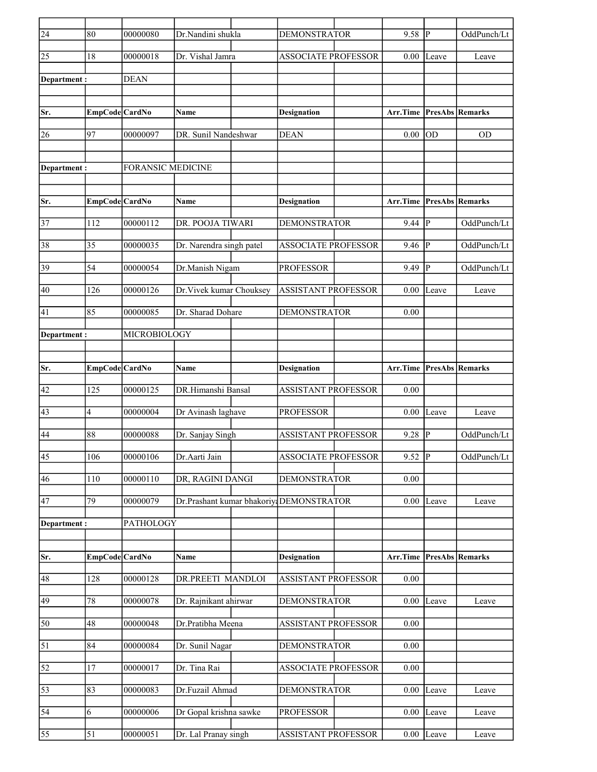| Sr. | EmpCode | CardNo | Name | Designation | Arr.Time | PresAbs | Remarks |
|---|---|---|---|---|---|---|---|
| 24 | 80 | 00000080 | Dr.Nandini shukla | DEMONSTRATOR | 9.58 | P | OddPunch/Lt |
| 25 | 18 | 00000018 | Dr. Vishal Jamra | ASSOCIATE PROFESSOR | 0.00 | Leave | Leave |

**Department :** DEAN

| Sr. | EmpCode | CardNo | Name | Designation | Arr.Time | PresAbs | Remarks |
|---|---|---|---|---|---|---|---|
| 26 | 97 | 00000097 | DR. Sunil Nandeshwar | DEAN | 0.00 | OD | OD |

**Department :** FORANSIC MEDICINE

| Sr. | EmpCode | CardNo | Name | Designation | Arr.Time | PresAbs | Remarks |
|---|---|---|---|---|---|---|---|
| 37 | 112 | 00000112 | DR. POOJA TIWARI | DEMONSTRATOR | 9.44 | P | OddPunch/Lt |
| 38 | 35 | 00000035 | Dr. Narendra singh patel | ASSOCIATE PROFESSOR | 9.46 | P | OddPunch/Lt |
| 39 | 54 | 00000054 | Dr.Manish Nigam | PROFESSOR | 9.49 | P | OddPunch/Lt |
| 40 | 126 | 00000126 | Dr.Vivek kumar Chouksey | ASSISTANT PROFESSOR | 0.00 | Leave | Leave |
| 41 | 85 | 00000085 | Dr. Sharad Dohare | DEMONSTRATOR | 0.00 | | |

**Department :** MICROBIOLOGY

| Sr. | EmpCode | CardNo | Name | Designation | Arr.Time | PresAbs | Remarks |
|---|---|---|---|---|---|---|---|
| 42 | 125 | 00000125 | DR.Himanshi Bansal | ASSISTANT PROFESSOR | 0.00 | | |
| 43 | 4 | 00000004 | Dr Avinash laghave | PROFESSOR | 0.00 | Leave | Leave |
| 44 | 88 | 00000088 | Dr. Sanjay Singh | ASSISTANT PROFESSOR | 9.28 | P | OddPunch/Lt |
| 45 | 106 | 00000106 | Dr.Aarti Jain | ASSOCIATE PROFESSOR | 9.52 | P | OddPunch/Lt |
| 46 | 110 | 00000110 | DR, RAGINI DANGI | DEMONSTRATOR | 0.00 | | |
| 47 | 79 | 00000079 | Dr.Prashant kumar bhakoriya | DEMONSTRATOR | 0.00 | Leave | Leave |

**Department :** PATHOLOGY

| Sr. | EmpCode | CardNo | Name | Designation | Arr.Time | PresAbs | Remarks |
|---|---|---|---|---|---|---|---|
| 48 | 128 | 00000128 | DR.PREETI MANDLOI | ASSISTANT PROFESSOR | 0.00 | | |
| 49 | 78 | 00000078 | Dr. Rajnikant ahirwar | DEMONSTRATOR | 0.00 | Leave | Leave |
| 50 | 48 | 00000048 | Dr.Pratibha Meena | ASSISTANT PROFESSOR | 0.00 | | |
| 51 | 84 | 00000084 | Dr. Sunil Nagar | DEMONSTRATOR | 0.00 | | |
| 52 | 17 | 00000017 | Dr. Tina Rai | ASSOCIATE PROFESSOR | 0.00 | | |
| 53 | 83 | 00000083 | Dr.Fuzail Ahmad | DEMONSTRATOR | 0.00 | Leave | Leave |
| 54 | 6 | 00000006 | Dr Gopal krishna sawke | PROFESSOR | 0.00 | Leave | Leave |
| 55 | 51 | 00000051 | Dr. Lal Pranay singh | ASSISTANT PROFESSOR | 0.00 | Leave | Leave |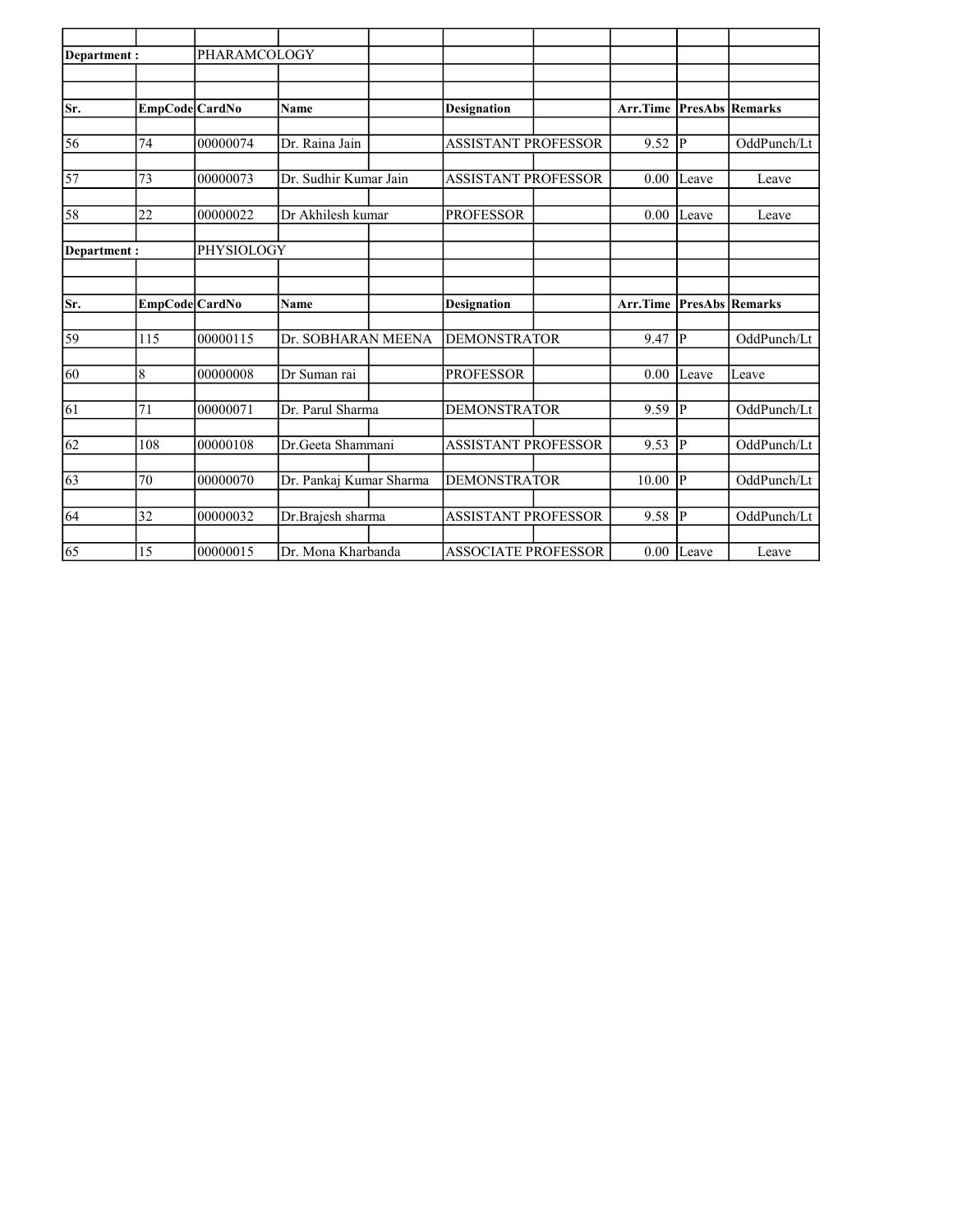| Sr. | EmpCode | CardNo | Name | Designation | Arr.Time | PresAbs | Remarks |
|---|---|---|---|---|---|---|---|
| Department : | | PHARAMCOLOGY | | | | | |
| 56 | 74 | 00000074 | Dr. Raina Jain | ASSISTANT PROFESSOR | 9.52 | P | OddPunch/Lt |
| 57 | 73 | 00000073 | Dr. Sudhir Kumar Jain | ASSISTANT PROFESSOR | 0.00 | Leave | Leave |
| 58 | 22 | 00000022 | Dr Akhilesh kumar | PROFESSOR | 0.00 | Leave | Leave |
| Department : | | PHYSIOLOGY | | | | | |
| Sr. | EmpCode | CardNo | Name | Designation | Arr.Time | PresAbs | Remarks |
| 59 | 115 | 00000115 | Dr. SOBHARAN MEENA | DEMONSTRATOR | 9.47 | P | OddPunch/Lt |
| 60 | 8 | 00000008 | Dr Suman rai | PROFESSOR | 0.00 | Leave | Leave |
| 61 | 71 | 00000071 | Dr. Parul Sharma | DEMONSTRATOR | 9.59 | P | OddPunch/Lt |
| 62 | 108 | 00000108 | Dr.Geeta Shammani | ASSISTANT PROFESSOR | 9.53 | P | OddPunch/Lt |
| 63 | 70 | 00000070 | Dr. Pankaj Kumar Sharma | DEMONSTRATOR | 10.00 | P | OddPunch/Lt |
| 64 | 32 | 00000032 | Dr.Brajesh sharma | ASSISTANT PROFESSOR | 9.58 | P | OddPunch/Lt |
| 65 | 15 | 00000015 | Dr. Mona Kharbanda | ASSOCIATE PROFESSOR | 0.00 | Leave | Leave |